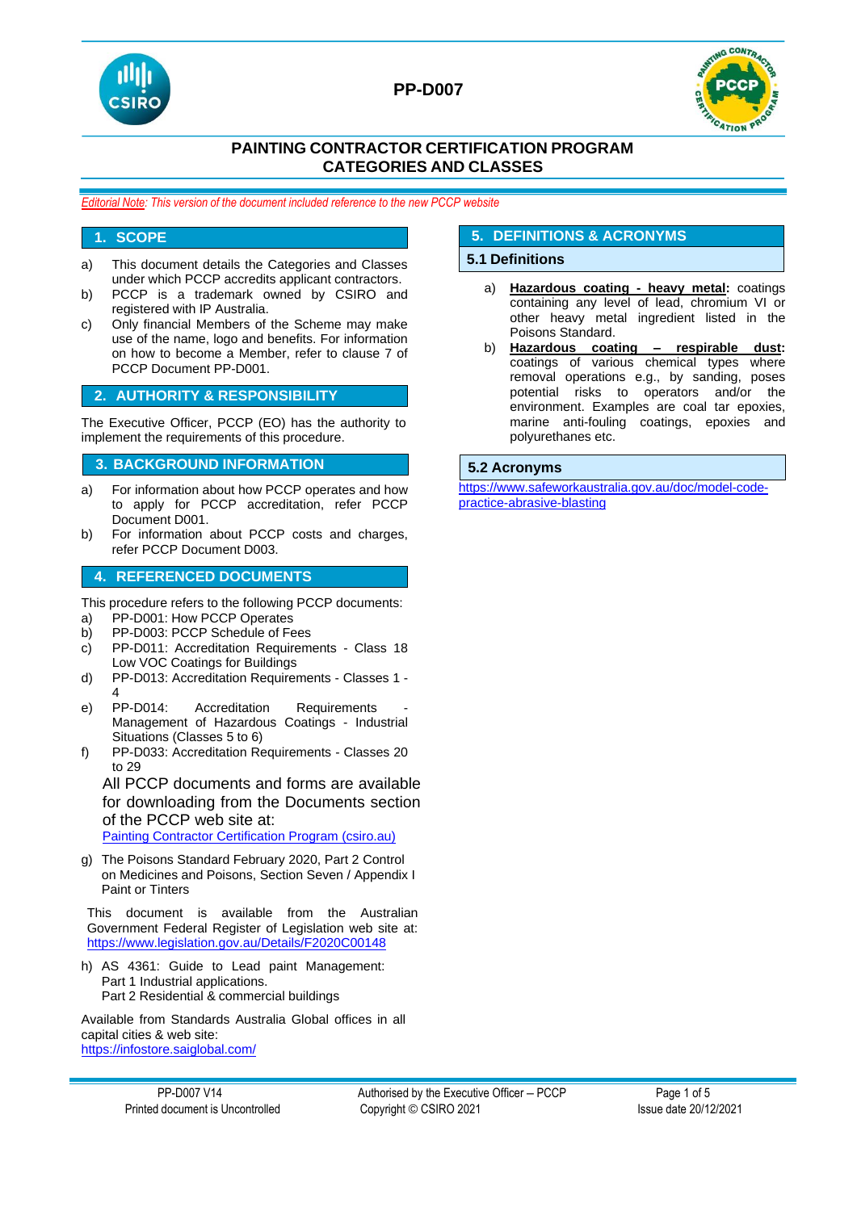PP-D007

# PAINTING CONTRACTOR CERTIFICATION PROGRAM
# CATEGORIES AND CLASSES

*Editorial Note: This version of the document included reference to the new PCCP website*

## 1. SCOPE

a) This document details the Categories and Classes under which PCCP accredits applicant contractors.
b) PCCP is a trademark owned by CSIRO and registered with IP Australia.
c) Only financial Members of the Scheme may make use of the name, logo and benefits. For information on how to become a Member, refer to clause 7 of PCCP Document PP-D001.

## 2. AUTHORITY & RESPONSIBILITY

The Executive Officer, PCCP (EO) has the authority to implement the requirements of this procedure.

## 3. BACKGROUND INFORMATION

a) For information about how PCCP operates and how to apply for PCCP accreditation, refer PCCP Document D001.
b) For information about PCCP costs and charges, refer PCCP Document D003.

## 4. REFERENCED DOCUMENTS

This procedure refers to the following PCCP documents:

a) PP-D001: How PCCP Operates
b) PP-D003: PCCP Schedule of Fees
c) PP-D011: Accreditation Requirements - Class 18 Low VOC Coatings for Buildings
d) PP-D013: Accreditation Requirements - Classes 1 - 4
e) PP-D014: Accreditation Requirements - Management of Hazardous Coatings - Industrial Situations (Classes 5 to 6)
f) PP-D033: Accreditation Requirements - Classes 20 to 29

All PCCP documents and forms are available for downloading from the Documents section of the PCCP web site at:
[Painting Contractor Certification Program (csiro.au)](Painting Contractor Certification Program (csiro.au))

g) The Poisons Standard February 2020, Part 2 Control on Medicines and Poisons, Section Seven / Appendix I Paint or Tinters

This document is available from the Australian Government Federal Register of Legislation web site at: https://www.legislation.gov.au/Details/F2020C00148

h) AS 4361: Guide to Lead paint Management:
Part 1 Industrial applications.
Part 2 Residential & commercial buildings

Available from Standards Australia Global offices in all capital cities & web site:
https://infostore.saiglobal.com/

## 5. DEFINITIONS & ACRONYMS

### 5.1 Definitions

a) **Hazardous coating - heavy metal:** coatings containing any level of lead, chromium VI or other heavy metal ingredient listed in the Poisons Standard.
b) **Hazardous coating – respirable dust:** coatings of various chemical types where removal operations e.g., by sanding, poses potential risks to operators and/or the environment. Examples are coal tar epoxies, marine anti-fouling coatings, epoxies and polyurethanes etc.

### 5.2 Acronyms

https://www.safeworkaustralia.gov.au/doc/model-code-practice-abrasive-blasting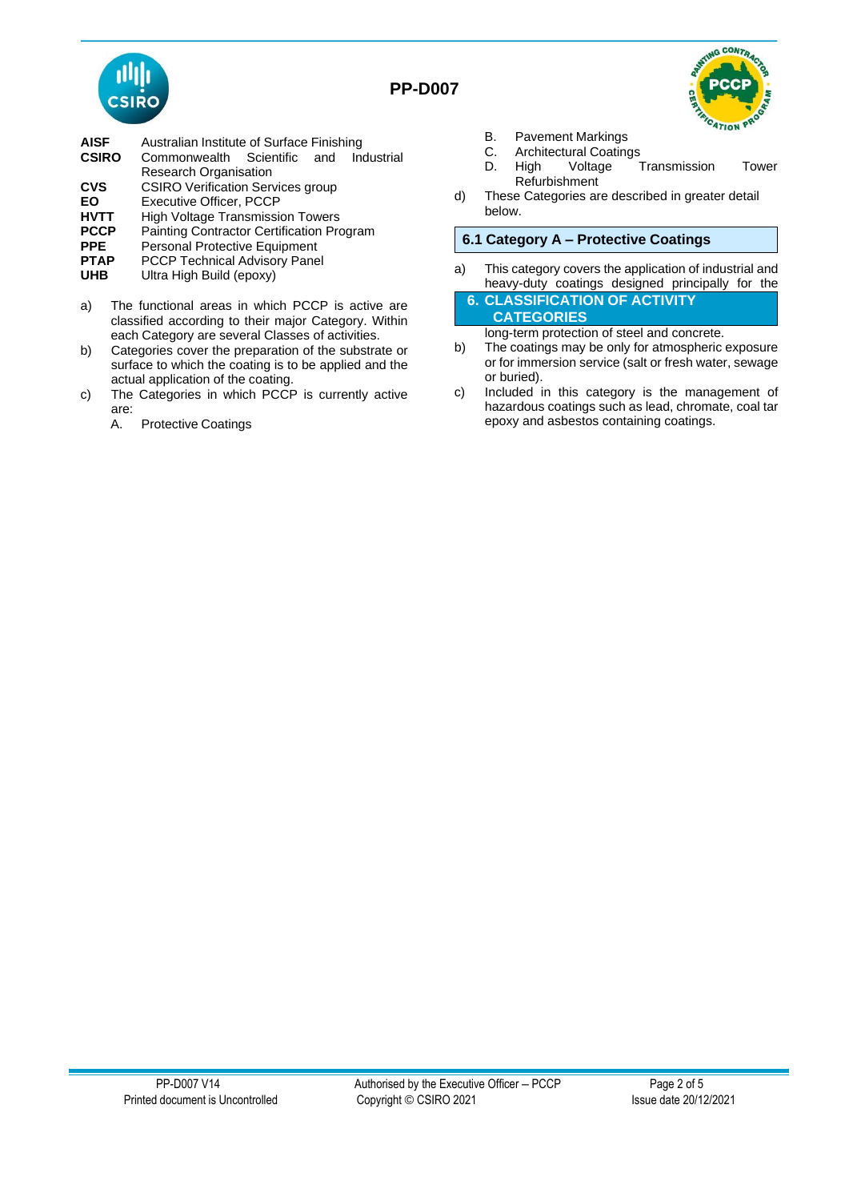| | |
|---|---|
| **AISF** | Australian Institute of Surface Finishing |
| **CSIRO** | Commonwealth Scientific and Industrial Research Organisation |
| **CVS** | CSIRO Verification Services group |
| **EO** | Executive Officer, PCCP |
| **HVTT** | High Voltage Transmission Towers |
| **PCCP** | Painting Contractor Certification Program |
| **PPE** | Personal Protective Equipment |
| **PTAP** | PCCP Technical Advisory Panel |
| **UHB** | Ultra High Build (epoxy) |

## 6. CLASSIFICATION OF ACTIVITY CATEGORIES

a) The functional areas in which PCCP is active are classified according to their major Category. Within each Category are several Classes of activities.

b) Categories cover the preparation of the substrate or surface to which the coating is to be applied and the actual application of the coating.

c) The Categories in which PCCP is currently active are:

   A. Protective Coatings
   B. Pavement Markings
   C. Architectural Coatings
   D. High Voltage Transmission Tower Refurbishment

d) These Categories are described in greater detail below.

### 6.1 Category A – Protective Coatings

a) This category covers the application of industrial and heavy-duty coatings designed principally for the long-term protection of steel and concrete.

b) The coatings may be only for atmospheric exposure or for immersion service (salt or fresh water, sewage or buried).

c) Included in this category is the management of hazardous coatings such as lead, chromate, coal tar epoxy and asbestos containing coatings.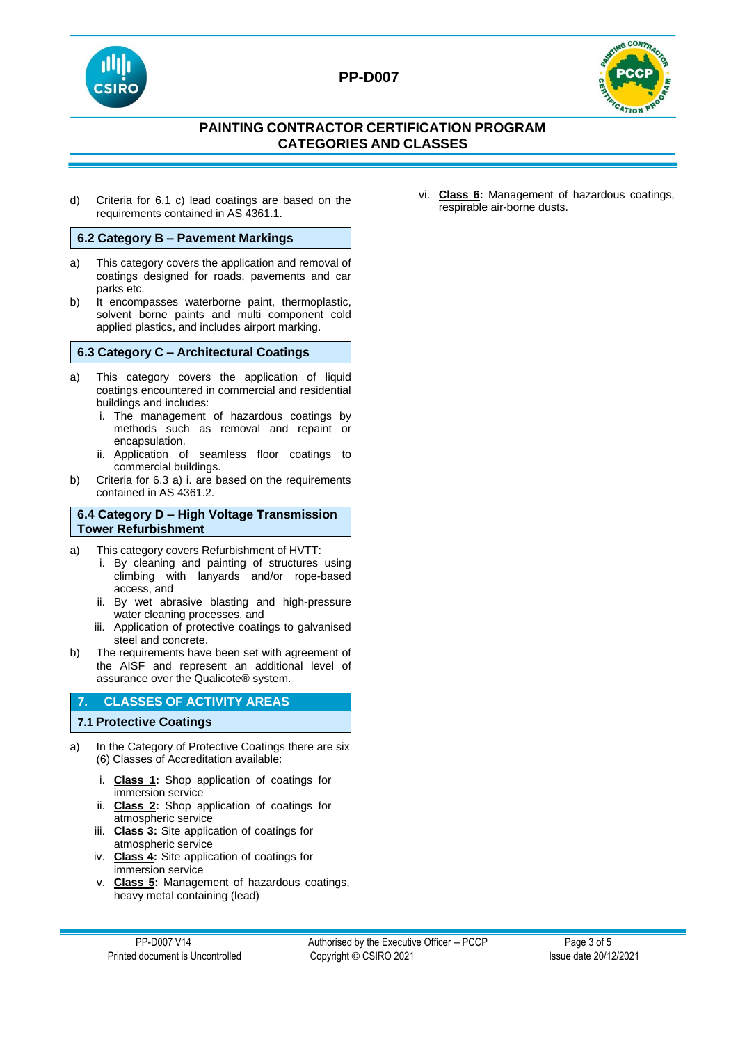d) Criteria for 6.1 c) lead coatings are based on the requirements contained in AS 4361.1.

### 6.2 Category B – Pavement Markings

a) This category covers the application and removal of coatings designed for roads, pavements and car parks etc.

b) It encompasses waterborne paint, thermoplastic, solvent borne paints and multi component cold applied plastics, and includes airport marking.

### 6.3 Category C – Architectural Coatings

a) This category covers the application of liquid coatings encountered in commercial and residential buildings and includes:
   i. The management of hazardous coatings by methods such as removal and repaint or encapsulation.
   ii. Application of seamless floor coatings to commercial buildings.

b) Criteria for 6.3 a) i. are based on the requirements contained in AS 4361.2.

### 6.4 Category D – High Voltage Transmission Tower Refurbishment

a) This category covers Refurbishment of HVTT:
   i. By cleaning and painting of structures using climbing with lanyards and/or rope-based access, and
   ii. By wet abrasive blasting and high-pressure water cleaning processes, and
   iii. Application of protective coatings to galvanised steel and concrete.

b) The requirements have been set with agreement of the AISF and represent an additional level of assurance over the Qualicote® system.

## 7. CLASSES OF ACTIVITY AREAS

### 7.1 Protective Coatings

a) In the Category of Protective Coatings there are six (6) Classes of Accreditation available:

   i. **Class 1:** Shop application of coatings for immersion service
   ii. **Class 2:** Shop application of coatings for atmospheric service
   iii. **Class 3:** Site application of coatings for atmospheric service
   iv. **Class 4:** Site application of coatings for immersion service
   v. **Class 5:** Management of hazardous coatings, heavy metal containing (lead)
   vi. **Class 6:** Management of hazardous coatings, respirable air-borne dusts.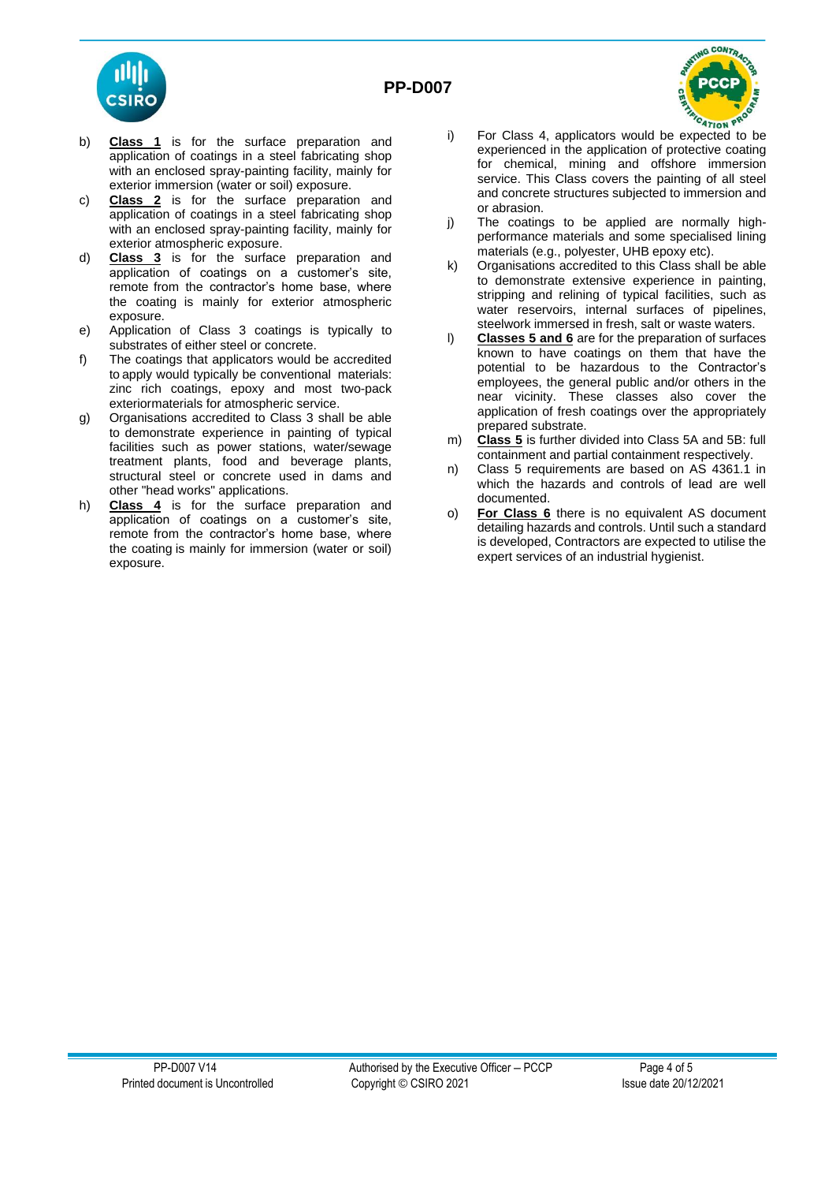b) **<u>Class 1</u>** is for the surface preparation and application of coatings in a steel fabricating shop with an enclosed spray-painting facility, mainly for exterior immersion (water or soil) exposure.

c) **<u>Class 2</u>** is for the surface preparation and application of coatings in a steel fabricating shop with an enclosed spray-painting facility, mainly for exterior atmospheric exposure.

d) **<u>Class 3</u>** is for the surface preparation and application of coatings on a customer's site, remote from the contractor's home base, where the coating is mainly for exterior atmospheric exposure.

e) Application of Class 3 coatings is typically to substrates of either steel or concrete.

f) The coatings that applicators would be accredited to apply would typically be conventional materials: zinc rich coatings, epoxy and most two-pack exteriormaterials for atmospheric service.

g) Organisations accredited to Class 3 shall be able to demonstrate experience in painting of typical facilities such as power stations, water/sewage treatment plants, food and beverage plants, structural steel or concrete used in dams and other "head works" applications.

h) **<u>Class 4</u>** is for the surface preparation and application of coatings on a customer's site, remote from the contractor's home base, where the coating is mainly for immersion (water or soil) exposure.

i) For Class 4, applicators would be expected to be experienced in the application of protective coating for chemical, mining and offshore immersion service. This Class covers the painting of all steel and concrete structures subjected to immersion and or abrasion.

j) The coatings to be applied are normally high-performance materials and some specialised lining materials (e.g., polyester, UHB epoxy etc).

k) Organisations accredited to this Class shall be able to demonstrate extensive experience in painting, stripping and relining of typical facilities, such as water reservoirs, internal surfaces of pipelines, steelwork immersed in fresh, salt or waste waters.

l) **<u>Classes 5 and 6</u>** are for the preparation of surfaces known to have coatings on them that have the potential to be hazardous to the Contractor's employees, the general public and/or others in the near vicinity. These classes also cover the application of fresh coatings over the appropriately prepared substrate.

m) **<u>Class 5</u>** is further divided into Class 5A and 5B: full containment and partial containment respectively.

n) Class 5 requirements are based on AS 4361.1 in which the hazards and controls of lead are well documented.

o) **<u>For Class 6</u>** there is no equivalent AS document detailing hazards and controls. Until such a standard is developed, Contractors are expected to utilise the expert services of an industrial hygienist.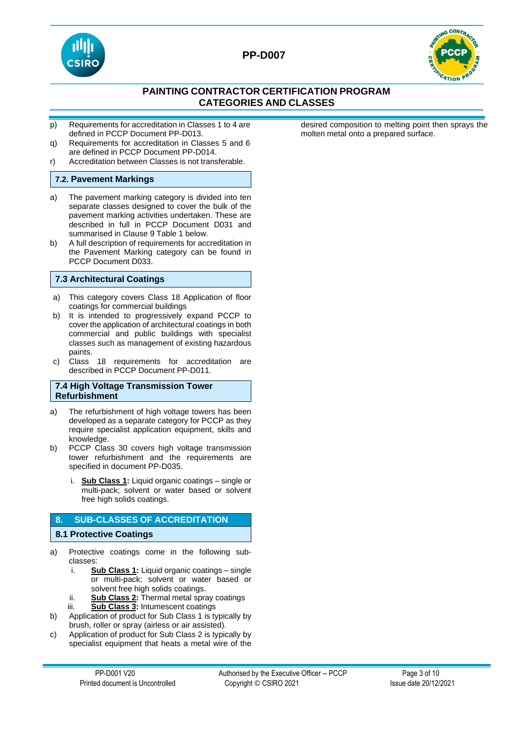p) Requirements for accreditation in Classes 1 to 4 are defined in PCCP Document PP-D013.

q) Requirements for accreditation in Classes 5 and 6 are defined in PCCP Document PP-D014.

r) Accreditation between Classes is not transferable.

### 7.2. Pavement Markings

a) The pavement marking category is divided into ten separate classes designed to cover the bulk of the pavement marking activities undertaken. These are described in full in PCCP Document D031 and summarised in Clause 9 Table 1 below.

b) A full description of requirements for accreditation in the Pavement Marking category can be found in PCCP Document D033.

### 7.3 Architectural Coatings

a) This category covers Class 18 Application of floor coatings for commercial buildings

b) It is intended to progressively expand PCCP to cover the application of architectural coatings in both commercial and public buildings with specialist classes such as management of existing hazardous paints.

c) Class 18 requirements for accreditation are described in PCCP Document PP-D011.

### 7.4 High Voltage Transmission Tower Refurbishment

a) The refurbishment of high voltage towers has been developed as a separate category for PCCP as they require specialist application equipment, skills and knowledge.

b) PCCP Class 30 covers high voltage transmission tower refurbishment and the requirements are specified in document PP-D035.

   i. **Sub Class 1:** Liquid organic coatings – single or multi-pack; solvent or water based or solvent free high solids coatings.

## 8. SUB-CLASSES OF ACCREDITATION

### 8.1 Protective Coatings

a) Protective coatings come in the following sub-classes:

   i. **Sub Class 1:** Liquid organic coatings – single or multi-pack; solvent or water based or solvent free high solids coatings.

   ii. **Sub Class 2:** Thermal metal spray coatings

   iii. **Sub Class 3:** Intumescent coatings

b) Application of product for Sub Class 1 is typically by brush, roller or spray (airless or air assisted).

c) Application of product for Sub Class 2 is typically by specialist equipment that heats a metal wire of the desired composition to melting point then sprays the molten metal onto a prepared surface.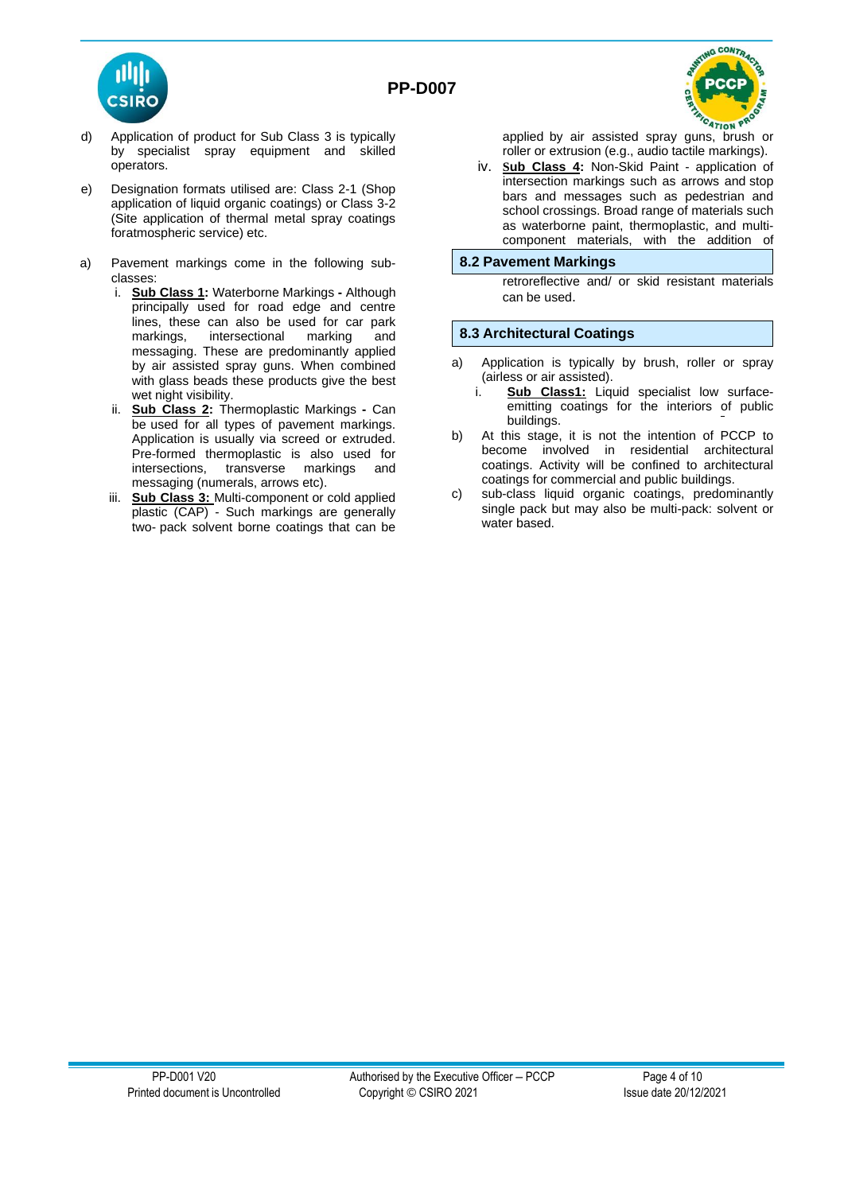d) Application of product for Sub Class 3 is typically by specialist spray equipment and skilled operators.

e) Designation formats utilised are: Class 2-1 (Shop application of liquid organic coatings) or Class 3-2 (Site application of thermal metal spray coatings foratmospheric service) etc.

## 8.2 Pavement Markings

a) Pavement markings come in the following sub-classes:

   i. **Sub Class 1:** Waterborne Markings **-** Although principally used for road edge and centre lines, these can also be used for car park markings, intersectional marking and messaging. These are predominantly applied by air assisted spray guns. When combined with glass beads these products give the best wet night visibility.

   ii. **Sub Class 2:** Thermoplastic Markings **-** Can be used for all types of pavement markings. Application is usually via screed or extruded. Pre-formed thermoplastic is also used for intersections, transverse markings and messaging (numerals, arrows etc).

   iii. **Sub Class 3:** Multi-component or cold applied plastic (CAP) - Such markings are generally two- pack solvent borne coatings that can be applied by air assisted spray guns, brush or roller or extrusion (e.g., audio tactile markings).

   iv. **Sub Class 4:** Non-Skid Paint - application of intersection markings such as arrows and stop bars and messages such as pedestrian and school crossings. Broad range of materials such as waterborne paint, thermoplastic, and multi-component materials, with the addition of retroreflective and/ or skid resistant materials can be used.

## 8.3 Architectural Coatings

a) Application is typically by brush, roller or spray (airless or air assisted).

   i. **Sub Class1:** Liquid specialist low surface-emitting coatings for the interiors of public buildings.

b) At this stage, it is not the intention of PCCP to become involved in residential architectural coatings. Activity will be confined to architectural coatings for commercial and public buildings.

c) sub-class liquid organic coatings, predominantly single pack but may also be multi-pack: solvent or water based.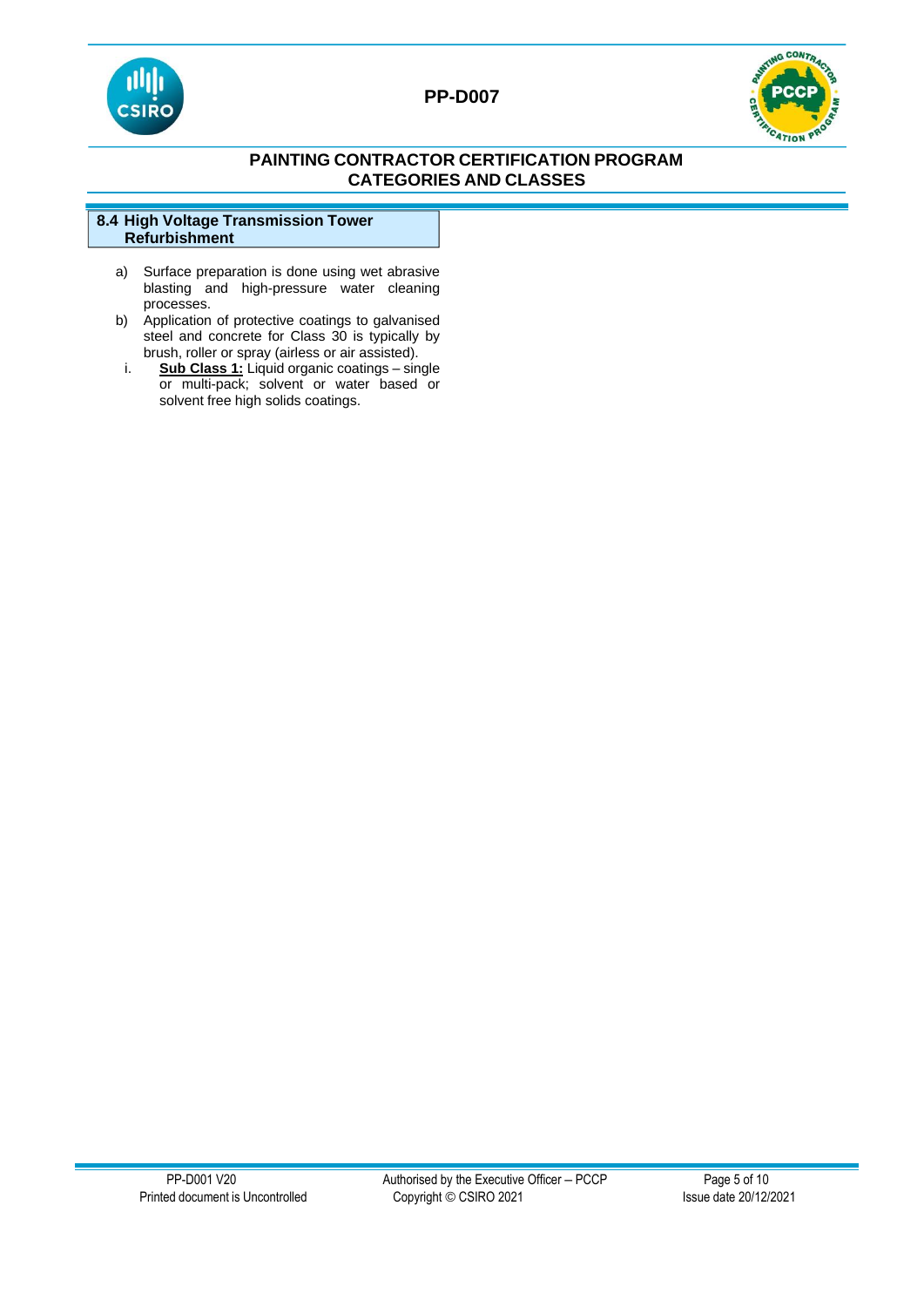### 8.4 High Voltage Transmission Tower Refurbishment

a) Surface preparation is done using wet abrasive blasting and high-pressure water cleaning processes.

b) Application of protective coatings to galvanised steel and concrete for Class 30 is typically by brush, roller or spray (airless or air assisted).

   i. **Sub Class 1:** Liquid organic coatings – single or multi-pack; solvent or water based or solvent free high solids coatings.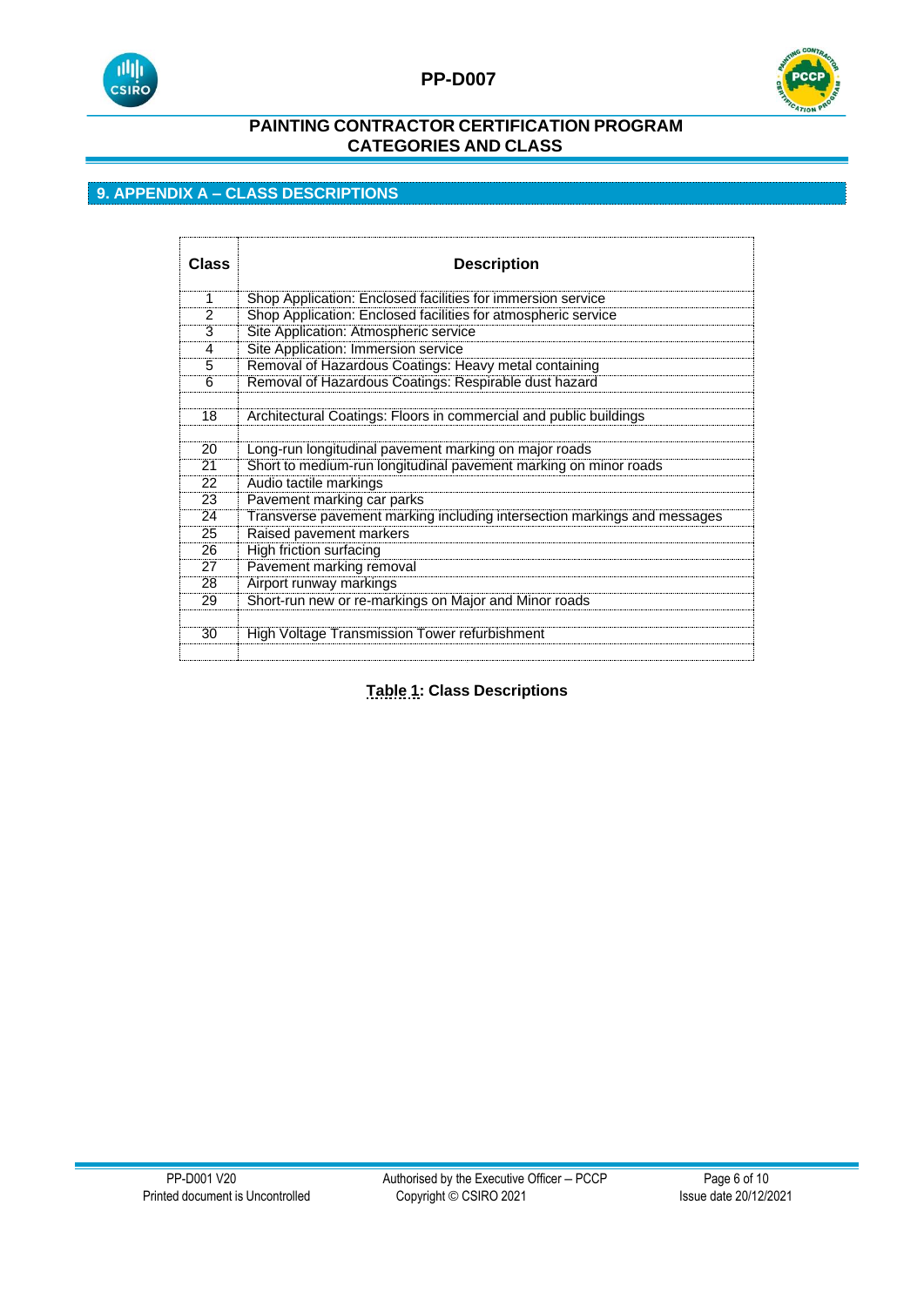## 9. APPENDIX A – CLASS DESCRIPTIONS

| Class | Description |
|---|---|
| 1 | Shop Application: Enclosed facilities for immersion service |
| 2 | Shop Application: Enclosed facilities for atmospheric service |
| 3 | Site Application: Atmospheric service |
| 4 | Site Application: Immersion service |
| 5 | Removal of Hazardous Coatings: Heavy metal containing |
| 6 | Removal of Hazardous Coatings: Respirable dust hazard |
| | |
| 18 | Architectural Coatings: Floors in commercial and public buildings |
| | |
| 20 | Long-run longitudinal pavement marking on major roads |
| 21 | Short to medium-run longitudinal pavement marking on minor roads |
| 22 | Audio tactile markings |
| 23 | Pavement marking car parks |
| 24 | Transverse pavement marking including intersection markings and messages |
| 25 | Raised pavement markers |
| 26 | High friction surfacing |
| 27 | Pavement marking removal |
| 28 | Airport runway markings |
| 29 | Short-run new or re-markings on Major and Minor roads |
| | |
| 30 | High Voltage Transmission Tower refurbishment |
| | |

**Table 1: Class Descriptions**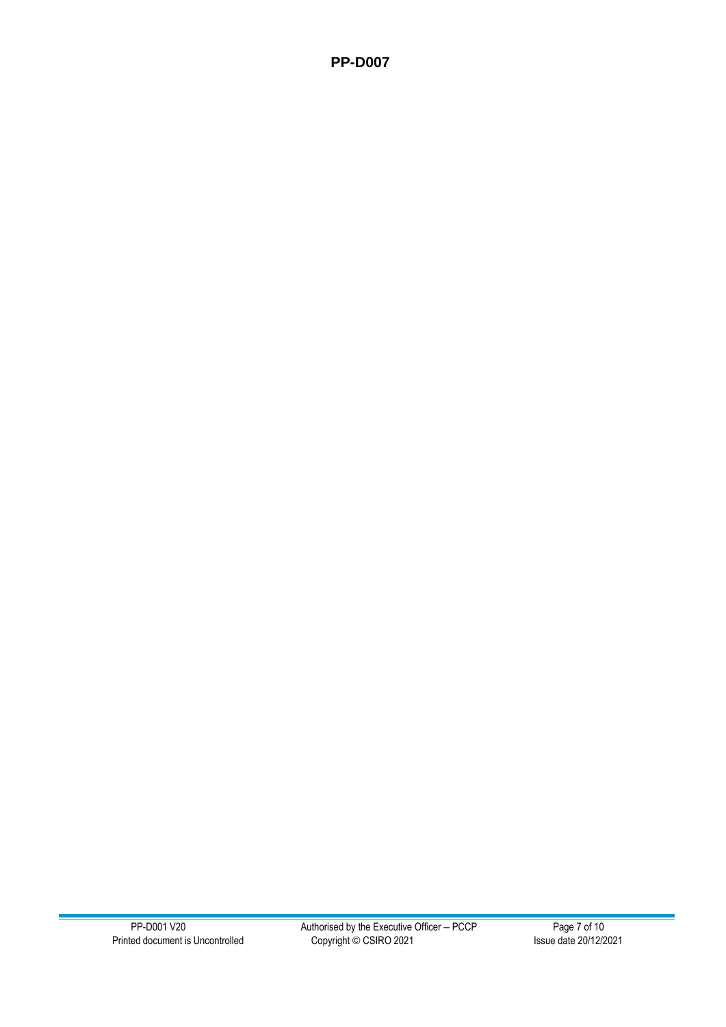**PP-D007**